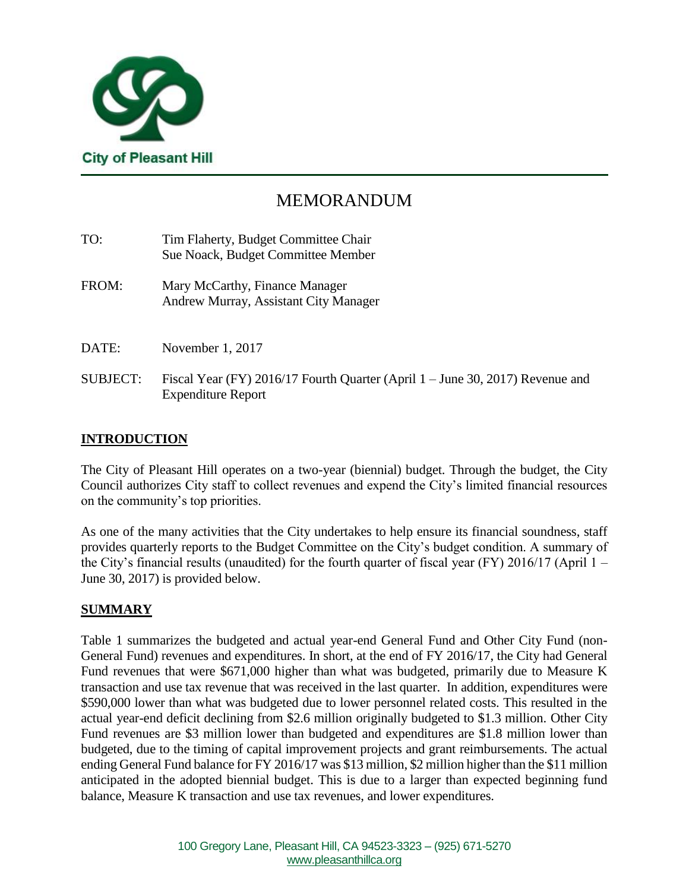City of Pleasant Hill

# MEMORANDUM

TO: Tim Flaherty, Budget Committee Chair
Sue Noack, Budget Committee Member

FROM: Mary McCarthy, Finance Manager
Andrew Murray, Assistant City Manager

DATE: November 1, 2017

SUBJECT: Fiscal Year (FY) 2016/17 Fourth Quarter (April 1 – June 30, 2017) Revenue and Expenditure Report

## INTRODUCTION

The City of Pleasant Hill operates on a two-year (biennial) budget. Through the budget, the City Council authorizes City staff to collect revenues and expend the City's limited financial resources on the community's top priorities.

As one of the many activities that the City undertakes to help ensure its financial soundness, staff provides quarterly reports to the Budget Committee on the City's budget condition. A summary of the City's financial results (unaudited) for the fourth quarter of fiscal year (FY) 2016/17 (April 1 – June 30, 2017) is provided below.

## SUMMARY

Table 1 summarizes the budgeted and actual year-end General Fund and Other City Fund (non-General Fund) revenues and expenditures. In short, at the end of FY 2016/17, the City had General Fund revenues that were $671,000 higher than what was budgeted, primarily due to Measure K transaction and use tax revenue that was received in the last quarter. In addition, expenditures were $590,000 lower than what was budgeted due to lower personnel related costs. This resulted in the actual year-end deficit declining from $2.6 million originally budgeted to $1.3 million. Other City Fund revenues are $3 million lower than budgeted and expenditures are $1.8 million lower than budgeted, due to the timing of capital improvement projects and grant reimbursements. The actual ending General Fund balance for FY 2016/17 was $13 million, $2 million higher than the $11 million anticipated in the adopted biennial budget. This is due to a larger than expected beginning fund balance, Measure K transaction and use tax revenues, and lower expenditures.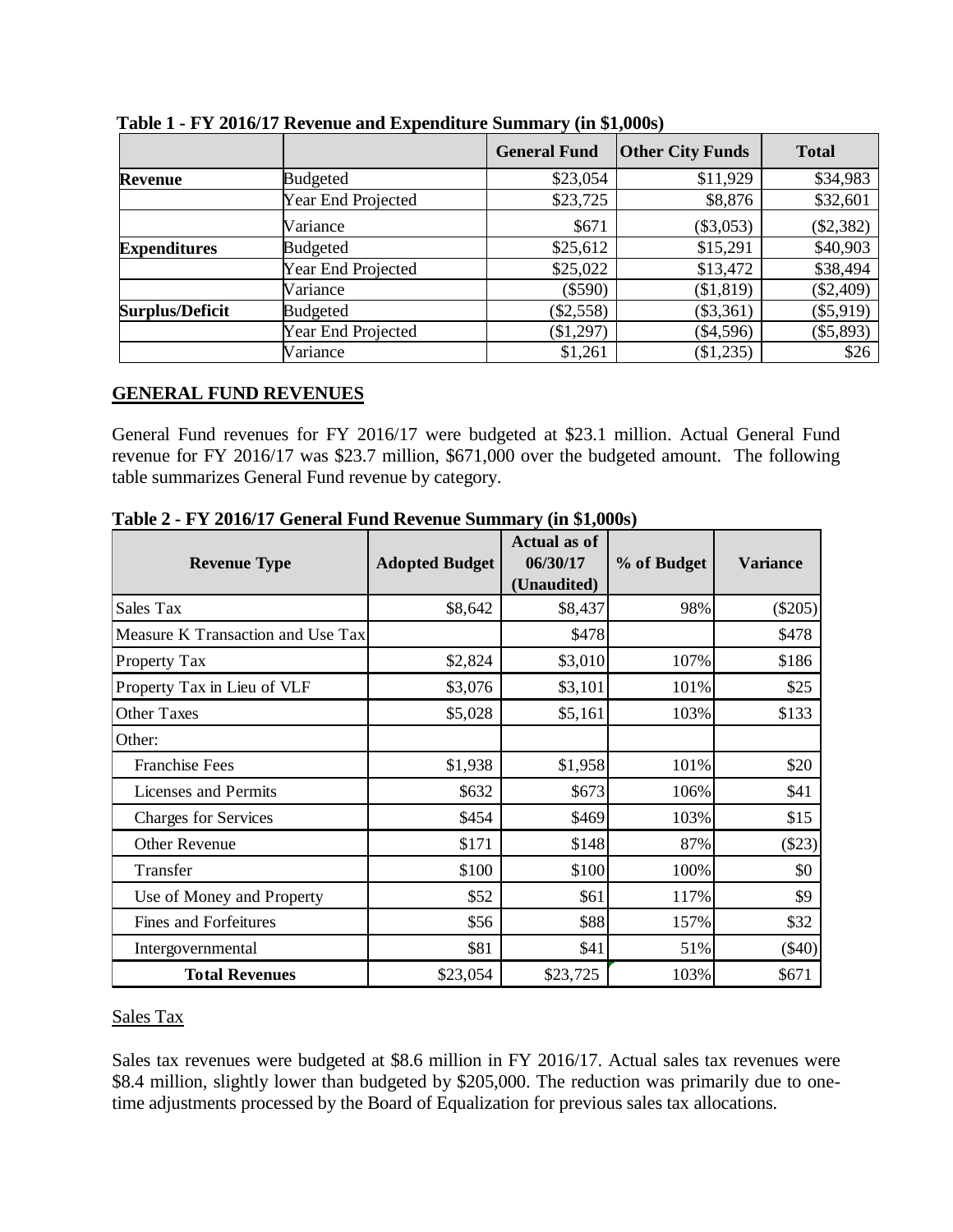**Table 1 - FY 2016/17 Revenue and Expenditure Summary (in $1,000s)**

| | | General Fund | Other City Funds | Total |
|---|---|---|---|---|
| **Revenue** | Budgeted | $23,054 | $11,929 | $34,983 |
| | Year End Projected | $23,725 | $8,876 | $32,601 |
| | Variance | $671 | ($3,053) | ($2,382) |
| **Expenditures** | Budgeted | $25,612 | $15,291 | $40,903 |
| | Year End Projected | $25,022 | $13,472 | $38,494 |
| | Variance | ($590) | ($1,819) | ($2,409) |
| **Surplus/Deficit** | Budgeted | ($2,558) | ($3,361) | ($5,919) |
| | Year End Projected | ($1,297) | ($4,596) | ($5,893) |
| | Variance | $1,261 | ($1,235) | $26 |

## GENERAL FUND REVENUES

General Fund revenues for FY 2016/17 were budgeted at $23.1 million. Actual General Fund revenue for FY 2016/17 was $23.7 million, $671,000 over the budgeted amount. The following table summarizes General Fund revenue by category.

**Table 2 - FY 2016/17 General Fund Revenue Summary (in $1,000s)**

| Revenue Type | Adopted Budget | Actual as of 06/30/17 (Unaudited) | % of Budget | Variance |
|---|---|---|---|---|
| Sales Tax | $8,642 | $8,437 | 98% | ($205) |
| Measure K Transaction and Use Tax | | $478 | | $478 |
| Property Tax | $2,824 | $3,010 | 107% | $186 |
| Property Tax in Lieu of VLF | $3,076 | $3,101 | 101% | $25 |
| Other Taxes | $5,028 | $5,161 | 103% | $133 |
| Other: | | | | |
| Franchise Fees | $1,938 | $1,958 | 101% | $20 |
| Licenses and Permits | $632 | $673 | 106% | $41 |
| Charges for Services | $454 | $469 | 103% | $15 |
| Other Revenue | $171 | $148 | 87% | ($23) |
| Transfer | $100 | $100 | 100% | $0 |
| Use of Money and Property | $52 | $61 | 117% | $9 |
| Fines and Forfeitures | $56 | $88 | 157% | $32 |
| Intergovernmental | $81 | $41 | 51% | ($40) |
| **Total Revenues** | $23,054 | $23,725 | 103% | $671 |

### Sales Tax

Sales tax revenues were budgeted at $8.6 million in FY 2016/17. Actual sales tax revenues were $8.4 million, slightly lower than budgeted by $205,000. The reduction was primarily due to one-time adjustments processed by the Board of Equalization for previous sales tax allocations.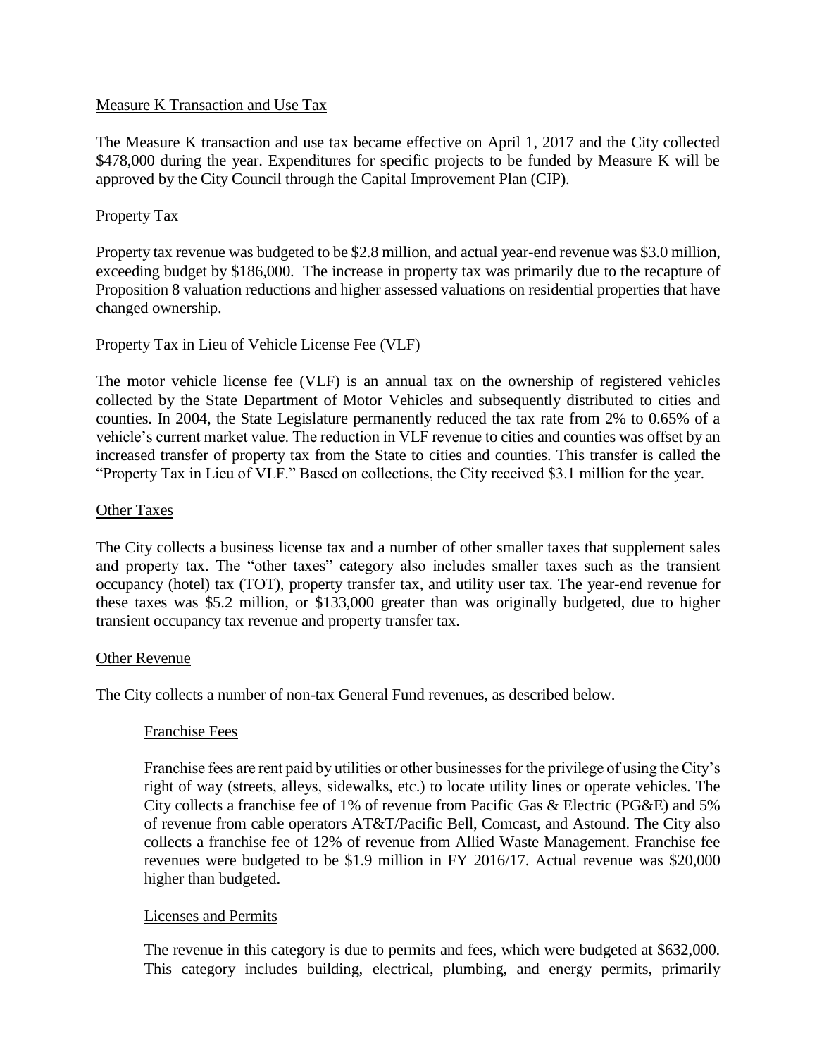## Measure K Transaction and Use Tax

The Measure K transaction and use tax became effective on April 1, 2017 and the City collected $478,000 during the year. Expenditures for specific projects to be funded by Measure K will be approved by the City Council through the Capital Improvement Plan (CIP).

## Property Tax

Property tax revenue was budgeted to be $2.8 million, and actual year-end revenue was $3.0 million, exceeding budget by $186,000. The increase in property tax was primarily due to the recapture of Proposition 8 valuation reductions and higher assessed valuations on residential properties that have changed ownership.

## Property Tax in Lieu of Vehicle License Fee (VLF)

The motor vehicle license fee (VLF) is an annual tax on the ownership of registered vehicles collected by the State Department of Motor Vehicles and subsequently distributed to cities and counties. In 2004, the State Legislature permanently reduced the tax rate from 2% to 0.65% of a vehicle's current market value. The reduction in VLF revenue to cities and counties was offset by an increased transfer of property tax from the State to cities and counties. This transfer is called the "Property Tax in Lieu of VLF." Based on collections, the City received $3.1 million for the year.

## Other Taxes

The City collects a business license tax and a number of other smaller taxes that supplement sales and property tax. The "other taxes" category also includes smaller taxes such as the transient occupancy (hotel) tax (TOT), property transfer tax, and utility user tax. The year-end revenue for these taxes was $5.2 million, or $133,000 greater than was originally budgeted, due to higher transient occupancy tax revenue and property transfer tax.

## Other Revenue

The City collects a number of non-tax General Fund revenues, as described below.

### Franchise Fees

Franchise fees are rent paid by utilities or other businesses for the privilege of using the City's right of way (streets, alleys, sidewalks, etc.) to locate utility lines or operate vehicles. The City collects a franchise fee of 1% of revenue from Pacific Gas & Electric (PG&E) and 5% of revenue from cable operators AT&T/Pacific Bell, Comcast, and Astound. The City also collects a franchise fee of 12% of revenue from Allied Waste Management. Franchise fee revenues were budgeted to be $1.9 million in FY 2016/17. Actual revenue was $20,000 higher than budgeted.

### Licenses and Permits

The revenue in this category is due to permits and fees, which were budgeted at $632,000. This category includes building, electrical, plumbing, and energy permits, primarily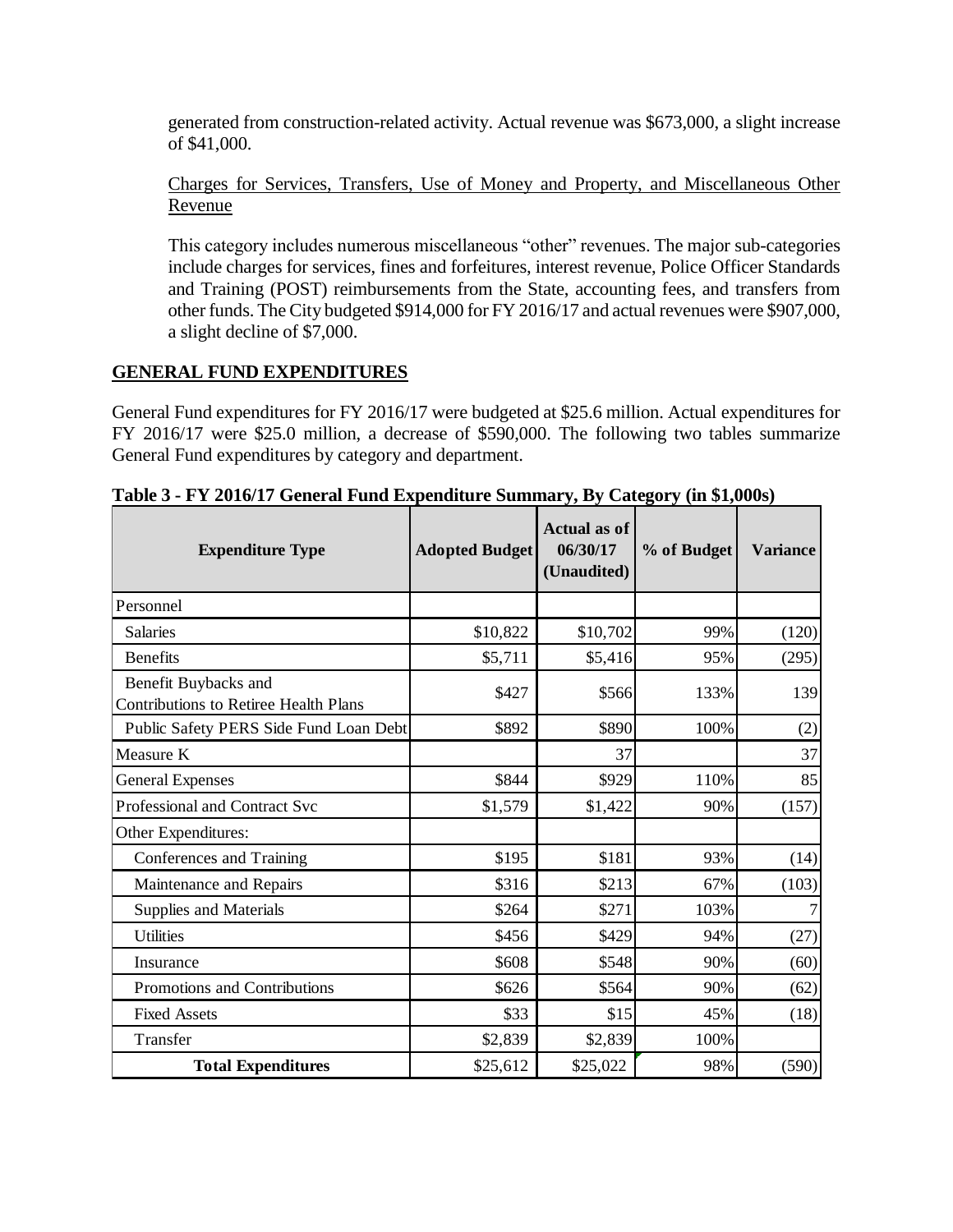generated from construction-related activity. Actual revenue was $673,000, a slight increase of $41,000.

Charges for Services, Transfers, Use of Money and Property, and Miscellaneous Other Revenue

This category includes numerous miscellaneous "other" revenues. The major sub-categories include charges for services, fines and forfeitures, interest revenue, Police Officer Standards and Training (POST) reimbursements from the State, accounting fees, and transfers from other funds. The City budgeted $914,000 for FY 2016/17 and actual revenues were $907,000, a slight decline of $7,000.

## GENERAL FUND EXPENDITURES

General Fund expenditures for FY 2016/17 were budgeted at $25.6 million. Actual expenditures for FY 2016/17 were $25.0 million, a decrease of $590,000. The following two tables summarize General Fund expenditures by category and department.

**Table 3 - FY 2016/17 General Fund Expenditure Summary, By Category (in $1,000s)**

| Expenditure Type | Adopted Budget | Actual as of 06/30/17 (Unaudited) | % of Budget | Variance |
|---|---|---|---|---|
| Personnel | | | | |
| Salaries | $10,822 | $10,702 | 99% | (120) |
| Benefits | $5,711 | $5,416 | 95% | (295) |
| Benefit Buybacks and Contributions to Retiree Health Plans | $427 | $566 | 133% | 139 |
| Public Safety PERS Side Fund Loan Debt | $892 | $890 | 100% | (2) |
| Measure K | | 37 | | 37 |
| General Expenses | $844 | $929 | 110% | 85 |
| Professional and Contract Svc | $1,579 | $1,422 | 90% | (157) |
| Other Expenditures: | | | | |
| Conferences and Training | $195 | $181 | 93% | (14) |
| Maintenance and Repairs | $316 | $213 | 67% | (103) |
| Supplies and Materials | $264 | $271 | 103% | 7 |
| Utilities | $456 | $429 | 94% | (27) |
| Insurance | $608 | $548 | 90% | (60) |
| Promotions and Contributions | $626 | $564 | 90% | (62) |
| Fixed Assets | $33 | $15 | 45% | (18) |
| Transfer | $2,839 | $2,839 | 100% | |
| **Total Expenditures** | $25,612 | $25,022 | 98% | (590) |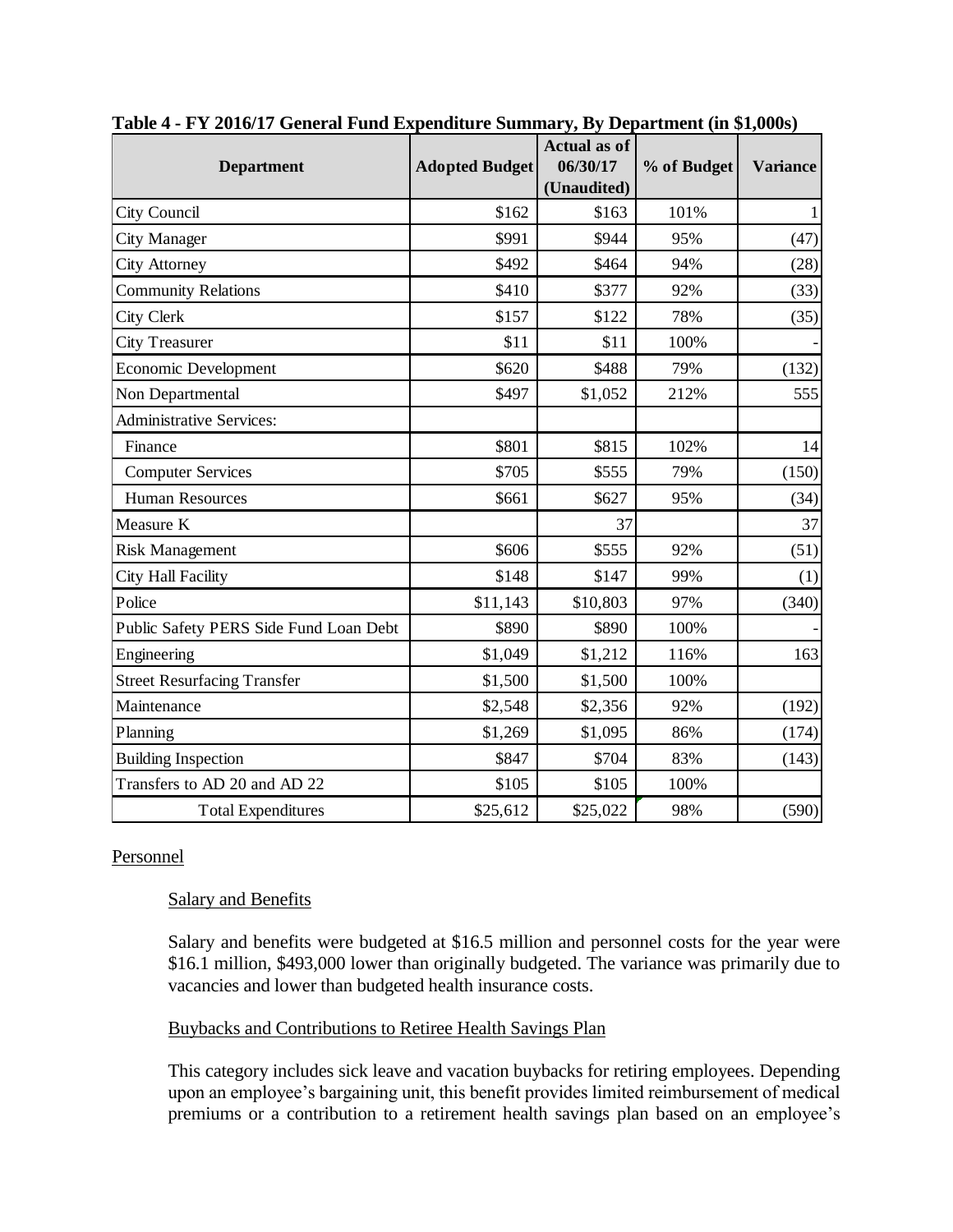**Table 4 - FY 2016/17 General Fund Expenditure Summary, By Department (in $1,000s)**

| Department | Adopted Budget | Actual as of 06/30/17 (Unaudited) | % of Budget | Variance |
|---|---|---|---|---|
| City Council | $162 | $163 | 101% | 1 |
| City Manager | $991 | $944 | 95% | (47) |
| City Attorney | $492 | $464 | 94% | (28) |
| Community Relations | $410 | $377 | 92% | (33) |
| City Clerk | $157 | $122 | 78% | (35) |
| City Treasurer | $11 | $11 | 100% | - |
| Economic Development | $620 | $488 | 79% | (132) |
| Non Departmental | $497 | $1,052 | 212% | 555 |
| Administrative Services: | | | | |
| Finance | $801 | $815 | 102% | 14 |
| Computer Services | $705 | $555 | 79% | (150) |
| Human Resources | $661 | $627 | 95% | (34) |
| Measure K | | 37 | | 37 |
| Risk Management | $606 | $555 | 92% | (51) |
| City Hall Facility | $148 | $147 | 99% | (1) |
| Police | $11,143 | $10,803 | 97% | (340) |
| Public Safety PERS Side Fund Loan Debt | $890 | $890 | 100% | - |
| Engineering | $1,049 | $1,212 | 116% | 163 |
| Street Resurfacing Transfer | $1,500 | $1,500 | 100% | |
| Maintenance | $2,548 | $2,356 | 92% | (192) |
| Planning | $1,269 | $1,095 | 86% | (174) |
| Building Inspection | $847 | $704 | 83% | (143) |
| Transfers to AD 20 and AD 22 | $105 | $105 | 100% | |
| Total Expenditures | $25,612 | $25,022 | 98% | (590) |

Personnel

Salary and Benefits

Salary and benefits were budgeted at $16.5 million and personnel costs for the year were $16.1 million, $493,000 lower than originally budgeted. The variance was primarily due to vacancies and lower than budgeted health insurance costs.

Buybacks and Contributions to Retiree Health Savings Plan

This category includes sick leave and vacation buybacks for retiring employees. Depending upon an employee's bargaining unit, this benefit provides limited reimbursement of medical premiums or a contribution to a retirement health savings plan based on an employee's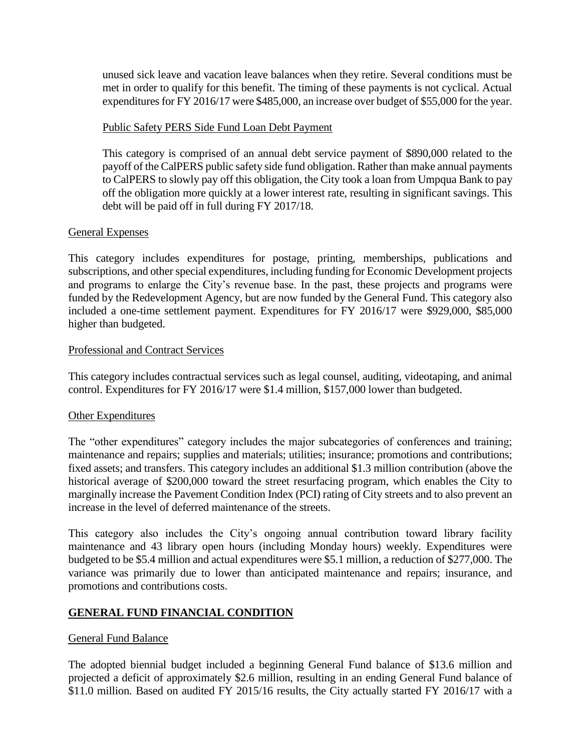unused sick leave and vacation leave balances when they retire. Several conditions must be met in order to qualify for this benefit. The timing of these payments is not cyclical. Actual expenditures for FY 2016/17 were $485,000, an increase over budget of $55,000 for the year.

Public Safety PERS Side Fund Loan Debt Payment

This category is comprised of an annual debt service payment of $890,000 related to the payoff of the CalPERS public safety side fund obligation. Rather than make annual payments to CalPERS to slowly pay off this obligation, the City took a loan from Umpqua Bank to pay off the obligation more quickly at a lower interest rate, resulting in significant savings. This debt will be paid off in full during FY 2017/18.

General Expenses

This category includes expenditures for postage, printing, memberships, publications and subscriptions, and other special expenditures, including funding for Economic Development projects and programs to enlarge the City's revenue base. In the past, these projects and programs were funded by the Redevelopment Agency, but are now funded by the General Fund. This category also included a one-time settlement payment. Expenditures for FY 2016/17 were $929,000, $85,000 higher than budgeted.

Professional and Contract Services

This category includes contractual services such as legal counsel, auditing, videotaping, and animal control. Expenditures for FY 2016/17 were $1.4 million, $157,000 lower than budgeted.

Other Expenditures

The "other expenditures" category includes the major subcategories of conferences and training; maintenance and repairs; supplies and materials; utilities; insurance; promotions and contributions; fixed assets; and transfers. This category includes an additional $1.3 million contribution (above the historical average of $200,000 toward the street resurfacing program, which enables the City to marginally increase the Pavement Condition Index (PCI) rating of City streets and to also prevent an increase in the level of deferred maintenance of the streets.

This category also includes the City's ongoing annual contribution toward library facility maintenance and 43 library open hours (including Monday hours) weekly. Expenditures were budgeted to be $5.4 million and actual expenditures were $5.1 million, a reduction of $277,000. The variance was primarily due to lower than anticipated maintenance and repairs; insurance, and promotions and contributions costs.

## GENERAL FUND FINANCIAL CONDITION

General Fund Balance

The adopted biennial budget included a beginning General Fund balance of $13.6 million and projected a deficit of approximately $2.6 million, resulting in an ending General Fund balance of $11.0 million. Based on audited FY 2015/16 results, the City actually started FY 2016/17 with a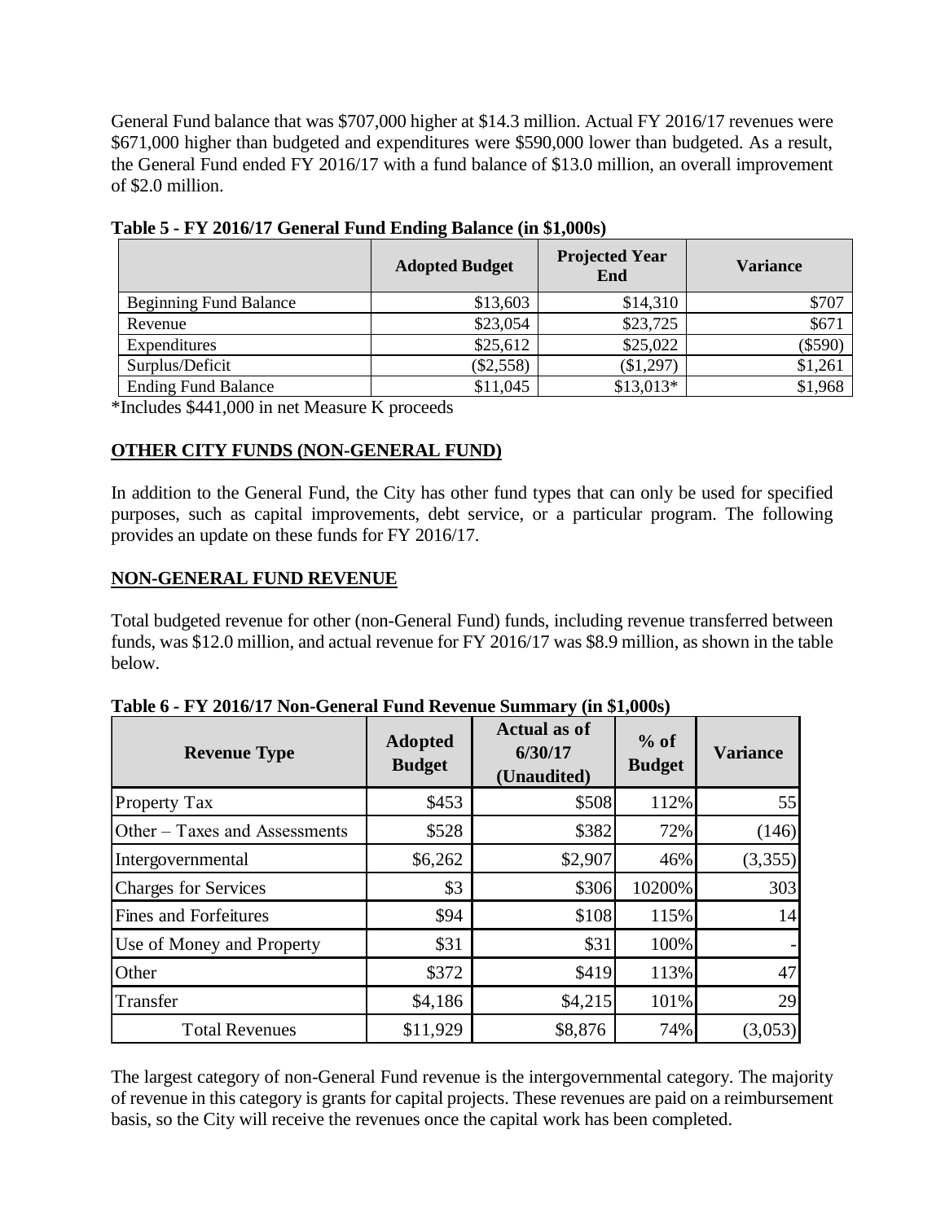General Fund balance that was $707,000 higher at $14.3 million. Actual FY 2016/17 revenues were $671,000 higher than budgeted and expenditures were $590,000 lower than budgeted. As a result, the General Fund ended FY 2016/17 with a fund balance of $13.0 million, an overall improvement of $2.0 million.

**Table 5 - FY 2016/17 General Fund Ending Balance (in $1,000s)**

| | Adopted Budget | Projected Year End | Variance |
|---|---|---|---|
| Beginning Fund Balance | $13,603 | $14,310 | $707 |
| Revenue | $23,054 | $23,725 | $671 |
| Expenditures | $25,612 | $25,022 | ($590) |
| Surplus/Deficit | ($2,558) | ($1,297) | $1,261 |
| Ending Fund Balance | $11,045 | $13,013* | $1,968 |

*Includes $441,000 in net Measure K proceeds

## OTHER CITY FUNDS (NON-GENERAL FUND)

In addition to the General Fund, the City has other fund types that can only be used for specified purposes, such as capital improvements, debt service, or a particular program. The following provides an update on these funds for FY 2016/17.

## NON-GENERAL FUND REVENUE

Total budgeted revenue for other (non-General Fund) funds, including revenue transferred between funds, was $12.0 million, and actual revenue for FY 2016/17 was $8.9 million, as shown in the table below.

**Table 6 - FY 2016/17 Non-General Fund Revenue Summary (in $1,000s)**

| Revenue Type | Adopted Budget | Actual as of 6/30/17 (Unaudited) | % of Budget | Variance |
|---|---|---|---|---|
| Property Tax | $453 | $508 | 112% | 55 |
| Other – Taxes and Assessments | $528 | $382 | 72% | (146) |
| Intergovernmental | $6,262 | $2,907 | 46% | (3,355) |
| Charges for Services | $3 | $306 | 10200% | 303 |
| Fines and Forfeitures | $94 | $108 | 115% | 14 |
| Use of Money and Property | $31 | $31 | 100% | - |
| Other | $372 | $419 | 113% | 47 |
| Transfer | $4,186 | $4,215 | 101% | 29 |
| Total Revenues | $11,929 | $8,876 | 74% | (3,053) |

The largest category of non-General Fund revenue is the intergovernmental category. The majority of revenue in this category is grants for capital projects. These revenues are paid on a reimbursement basis, so the City will receive the revenues once the capital work has been completed.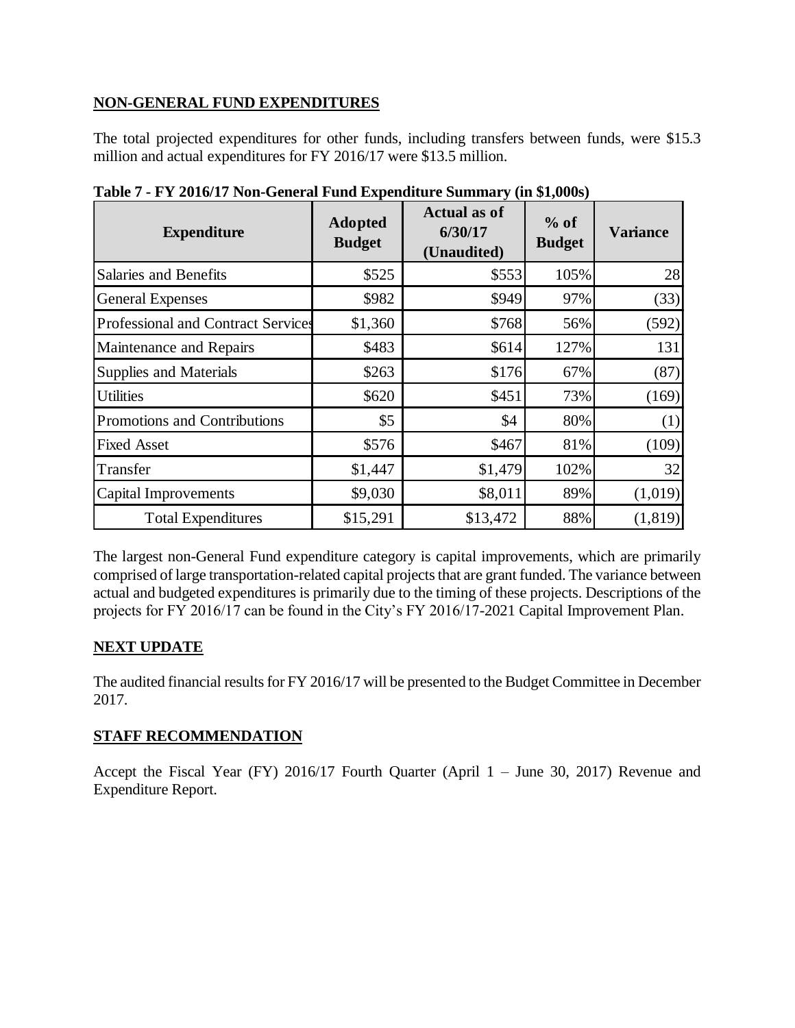## NON-GENERAL FUND EXPENDITURES

The total projected expenditures for other funds, including transfers between funds, were $15.3 million and actual expenditures for FY 2016/17 were $13.5 million.

**Table 7 - FY 2016/17 Non-General Fund Expenditure Summary (in $1,000s)**

| Expenditure | Adopted Budget | Actual as of 6/30/17 (Unaudited) | % of Budget | Variance |
|---|---|---|---|---|
| Salaries and Benefits | $525 | $553 | 105% | 28 |
| General Expenses | $982 | $949 | 97% | (33) |
| Professional and Contract Services | $1,360 | $768 | 56% | (592) |
| Maintenance and Repairs | $483 | $614 | 127% | 131 |
| Supplies and Materials | $263 | $176 | 67% | (87) |
| Utilities | $620 | $451 | 73% | (169) |
| Promotions and Contributions | $5 | $4 | 80% | (1) |
| Fixed Asset | $576 | $467 | 81% | (109) |
| Transfer | $1,447 | $1,479 | 102% | 32 |
| Capital Improvements | $9,030 | $8,011 | 89% | (1,019) |
| Total Expenditures | $15,291 | $13,472 | 88% | (1,819) |

The largest non-General Fund expenditure category is capital improvements, which are primarily comprised of large transportation-related capital projects that are grant funded. The variance between actual and budgeted expenditures is primarily due to the timing of these projects. Descriptions of the projects for FY 2016/17 can be found in the City's FY 2016/17-2021 Capital Improvement Plan.

## NEXT UPDATE

The audited financial results for FY 2016/17 will be presented to the Budget Committee in December 2017.

## STAFF RECOMMENDATION

Accept the Fiscal Year (FY) 2016/17 Fourth Quarter (April 1 – June 30, 2017) Revenue and Expenditure Report.